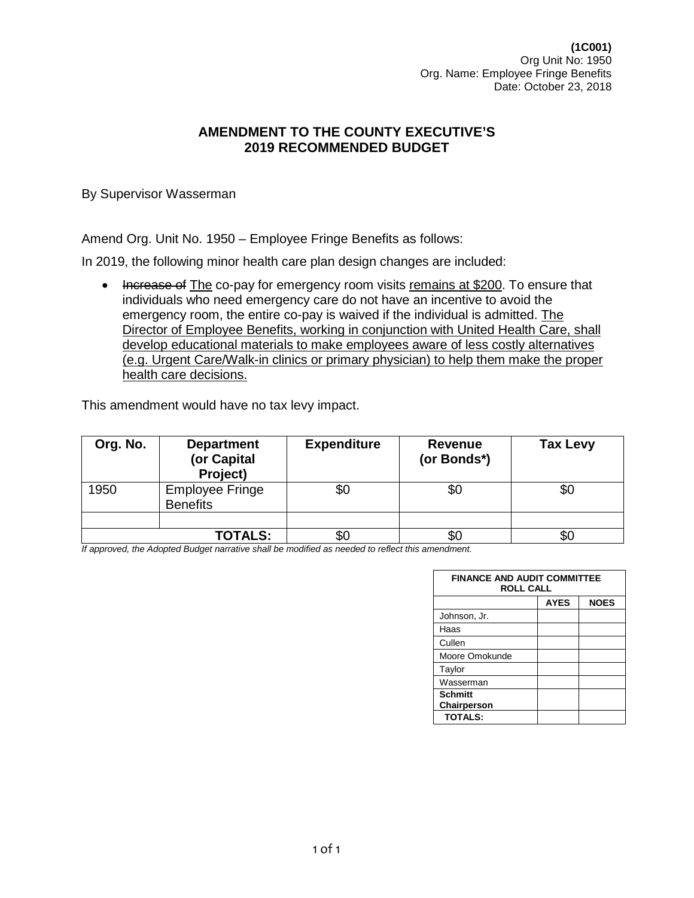**(1C001)**
Org Unit No: 1950
Org. Name: Employee Fringe Benefits
Date: October 23, 2018

## AMENDMENT TO THE COUNTY EXECUTIVE'S 2019 RECOMMENDED BUDGET

By Supervisor Wasserman

Amend Org. Unit No. 1950 – Employee Fringe Benefits as follows:

In 2019, the following minor health care plan design changes are included:

- ~~Increase of~~ <u>The</u> co-pay for emergency room visits <u>remains at $200</u>. To ensure that individuals who need emergency care do not have an incentive to avoid the emergency room, the entire co-pay is waived if the individual is admitted. <u>The Director of Employee Benefits, working in conjunction with United Health Care, shall develop educational materials to make employees aware of less costly alternatives (e.g. Urgent Care/Walk-in clinics or primary physician) to help them make the proper health care decisions.</u>

This amendment would have no tax levy impact.

| Org. No. | Department (or Capital Project) | Expenditure | Revenue (or Bonds*) | Tax Levy |
|---|---|---|---|---|
| 1950 | Employee Fringe Benefits | $0 | $0 | $0 |
| | | | | |
| | **TOTALS:** | $0 | $0 | $0 |

*If approved, the Adopted Budget narrative shall be modified as needed to reflect this amendment.*

| FINANCE AND AUDIT COMMITTEE ROLL CALL | | |
|---|---|---|
| | **AYES** | **NOES** |
| Johnson, Jr. | | |
| Haas | | |
| Cullen | | |
| Moore Omokunde | | |
| Taylor | | |
| Wasserman | | |
| **Schmitt Chairperson** | | |
| **TOTALS:** | | |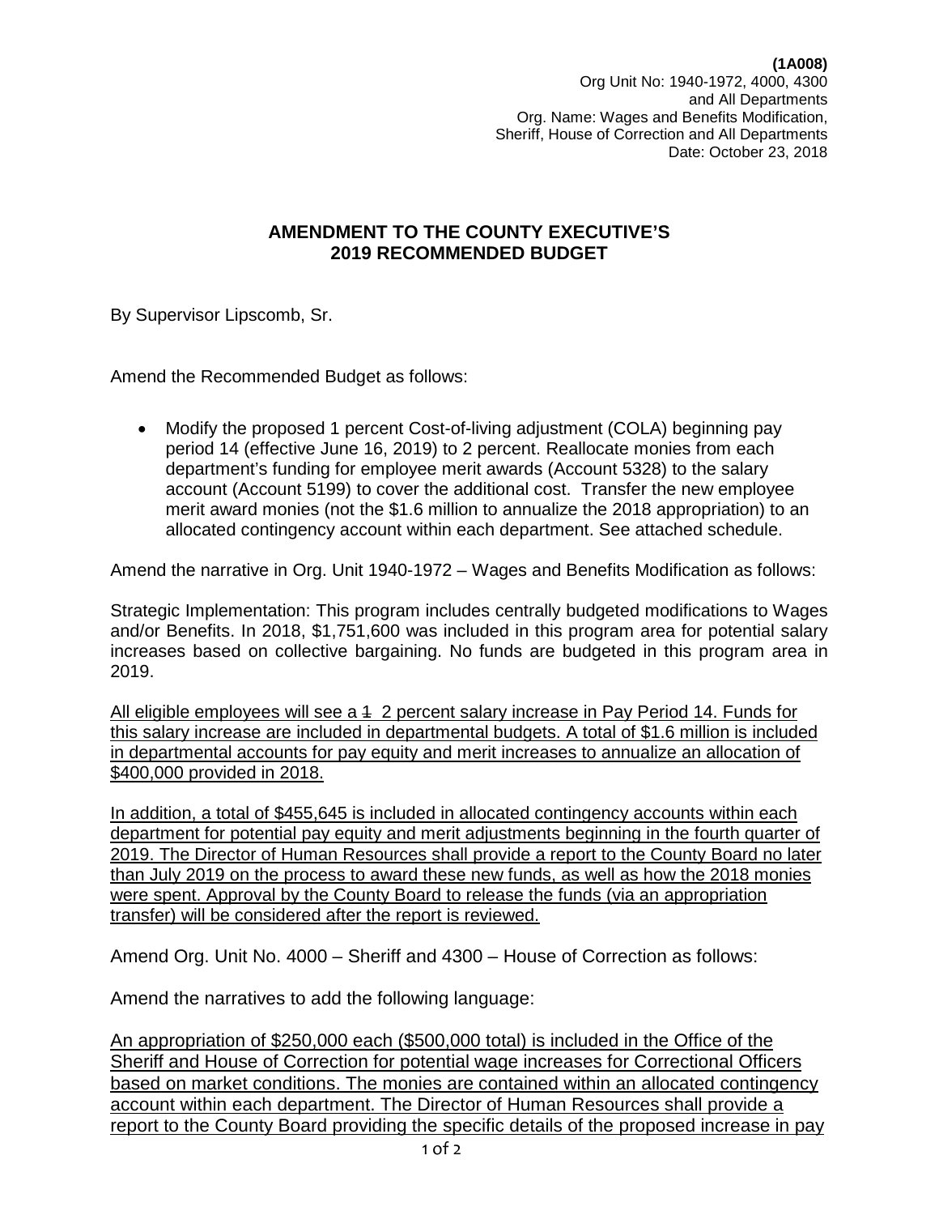**(1A008)**
Org Unit No: 1940-1972, 4000, 4300
and All Departments
Org. Name: Wages and Benefits Modification,
Sheriff, House of Correction and All Departments
Date: October 23, 2018

**AMENDMENT TO THE COUNTY EXECUTIVE'S**
**2019 RECOMMENDED BUDGET**

By Supervisor Lipscomb, Sr.

Amend the Recommended Budget as follows:

- Modify the proposed 1 percent Cost-of-living adjustment (COLA) beginning pay period 14 (effective June 16, 2019) to 2 percent. Reallocate monies from each department's funding for employee merit awards (Account 5328) to the salary account (Account 5199) to cover the additional cost. Transfer the new employee merit award monies (not the $1.6 million to annualize the 2018 appropriation) to an allocated contingency account within each department. See attached schedule.

Amend the narrative in Org. Unit 1940-1972 – Wages and Benefits Modification as follows:

Strategic Implementation: This program includes centrally budgeted modifications to Wages and/or Benefits. In 2018, $1,751,600 was included in this program area for potential salary increases based on collective bargaining. No funds are budgeted in this program area in 2019.

<u>All eligible employees will see a ~~1~~ 2 percent salary increase in Pay Period 14. Funds for this salary increase are included in departmental budgets. A total of $1.6 million is included in departmental accounts for pay equity and merit increases to annualize an allocation of $400,000 provided in 2018.</u>

<u>In addition, a total of $455,645 is included in allocated contingency accounts within each department for potential pay equity and merit adjustments beginning in the fourth quarter of 2019. The Director of Human Resources shall provide a report to the County Board no later than July 2019 on the process to award these new funds, as well as how the 2018 monies were spent. Approval by the County Board to release the funds (via an appropriation transfer) will be considered after the report is reviewed.</u>

Amend Org. Unit No. 4000 – Sheriff and 4300 – House of Correction as follows:

Amend the narratives to add the following language:

<u>An appropriation of $250,000 each ($500,000 total) is included in the Office of the Sheriff and House of Correction for potential wage increases for Correctional Officers based on market conditions. The monies are contained within an allocated contingency account within each department. The Director of Human Resources shall provide a report to the County Board providing the specific details of the proposed increase in pay</u>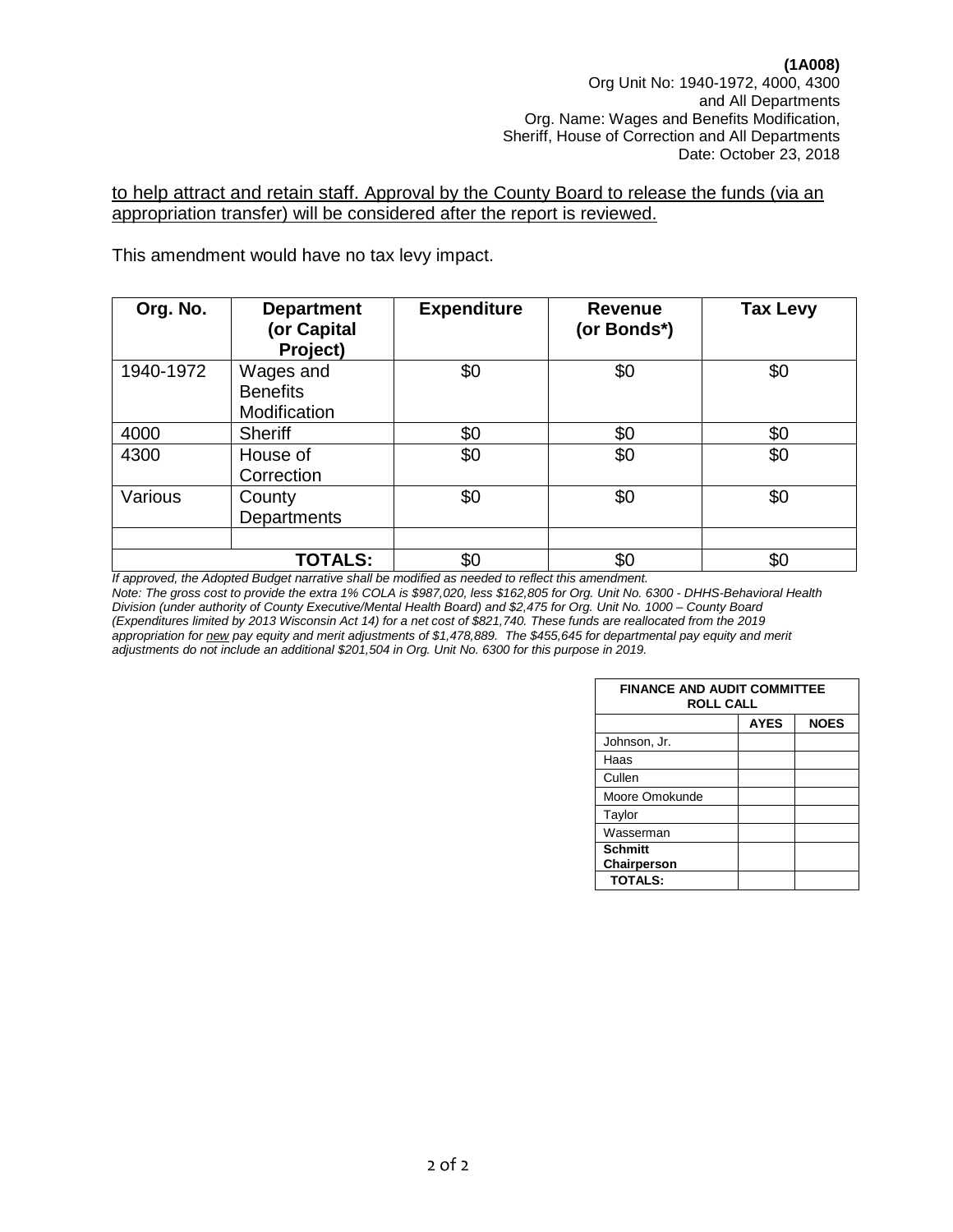**(1A008)**
Org Unit No: 1940-1972, 4000, 4300
and All Departments
Org. Name: Wages and Benefits Modification,
Sheriff, House of Correction and All Departments
Date: October 23, 2018

to help attract and retain staff. Approval by the County Board to release the funds (via an appropriation transfer) will be considered after the report is reviewed.

This amendment would have no tax levy impact.

| Org. No. | Department (or Capital Project) | Expenditure | Revenue (or Bonds*) | Tax Levy |
|---|---|---|---|---|
| 1940-1972 | Wages and Benefits Modification | $0 | $0 | $0 |
| 4000 | Sheriff | $0 | $0 | $0 |
| 4300 | House of Correction | $0 | $0 | $0 |
| Various | County Departments | $0 | $0 | $0 |
| | | | | |
| | **TOTALS:** | $0 | $0 | $0 |

*If approved, the Adopted Budget narrative shall be modified as needed to reflect this amendment.*
*Note: The gross cost to provide the extra 1% COLA is $987,020, less $162,805 for Org. Unit No. 6300 - DHHS-Behavioral Health Division (under authority of County Executive/Mental Health Board) and $2,475 for Org. Unit No. 1000 – County Board (Expenditures limited by 2013 Wisconsin Act 14) for a net cost of $821,740. These funds are reallocated from the 2019 appropriation for new pay equity and merit adjustments of $1,478,889. The $455,645 for departmental pay equity and merit adjustments do not include an additional $201,504 in Org. Unit No. 6300 for this purpose in 2019.*

| FINANCE AND AUDIT COMMITTEE ROLL CALL | | |
|---|---|---|
| | **AYES** | **NOES** |
| Johnson, Jr. | | |
| Haas | | |
| Cullen | | |
| Moore Omokunde | | |
| Taylor | | |
| Wasserman | | |
| **Schmitt Chairperson** | | |
| **TOTALS:** | | |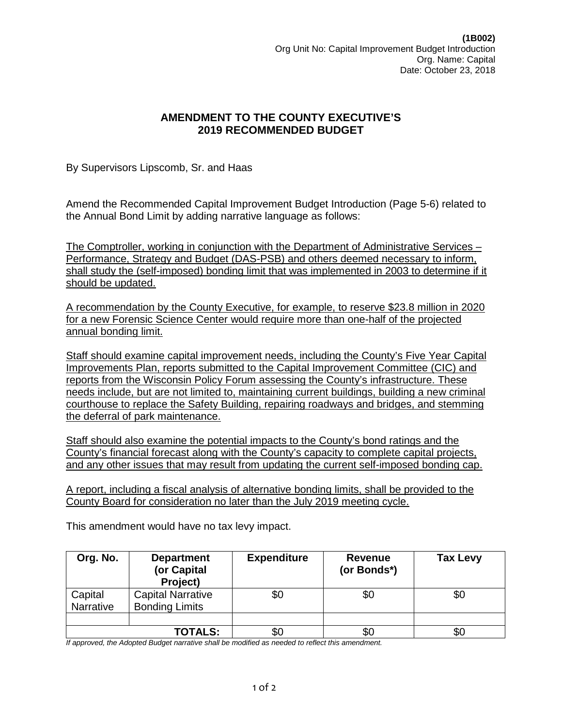**(1B002)**
Org Unit No: Capital Improvement Budget Introduction
Org. Name: Capital
Date: October 23, 2018

## AMENDMENT TO THE COUNTY EXECUTIVE'S 2019 RECOMMENDED BUDGET

By Supervisors Lipscomb, Sr. and Haas

Amend the Recommended Capital Improvement Budget Introduction (Page 5-6) related to the Annual Bond Limit by adding narrative language as follows:

<u>The Comptroller, working in conjunction with the Department of Administrative Services – Performance, Strategy and Budget (DAS-PSB) and others deemed necessary to inform, shall study the (self-imposed) bonding limit that was implemented in 2003 to determine if it should be updated.</u>

<u>A recommendation by the County Executive, for example, to reserve $23.8 million in 2020 for a new Forensic Science Center would require more than one-half of the projected annual bonding limit.</u>

<u>Staff should examine capital improvement needs, including the County's Five Year Capital Improvements Plan, reports submitted to the Capital Improvement Committee (CIC) and reports from the Wisconsin Policy Forum assessing the County's infrastructure. These needs include, but are not limited to, maintaining current buildings, building a new criminal courthouse to replace the Safety Building, repairing roadways and bridges, and stemming the deferral of park maintenance.</u>

<u>Staff should also examine the potential impacts to the County's bond ratings and the County's financial forecast along with the County's capacity to complete capital projects, and any other issues that may result from updating the current self-imposed bonding cap.</u>

<u>A report, including a fiscal analysis of alternative bonding limits, shall be provided to the County Board for consideration no later than the July 2019 meeting cycle.</u>

This amendment would have no tax levy impact.

| Org. No. | Department (or Capital Project) | Expenditure | Revenue (or Bonds*) | Tax Levy |
|---|---|---|---|---|
| Capital Narrative | Capital Narrative Bonding Limits | $0 | $0 | $0 |
| | | | | |
| | **TOTALS:** | $0 | $0 | $0 |

*If approved, the Adopted Budget narrative shall be modified as needed to reflect this amendment.*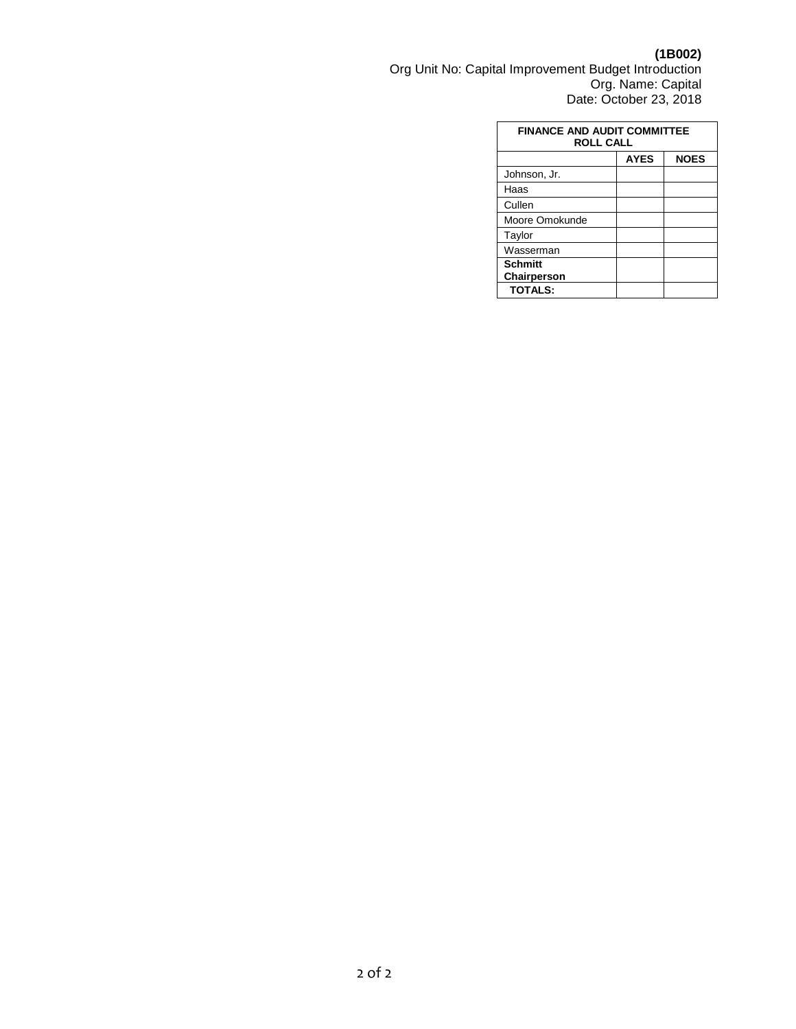**(1B002)**

Org Unit No: Capital Improvement Budget Introduction
Org. Name: Capital
Date: October 23, 2018

| FINANCE AND AUDIT COMMITTEE ROLL CALL | | |
|---|---|---|
| | **AYES** | **NOES** |
| Johnson, Jr. | | |
| Haas | | |
| Cullen | | |
| Moore Omokunde | | |
| Taylor | | |
| Wasserman | | |
| **Schmitt Chairperson** | | |
| **TOTALS:** | | |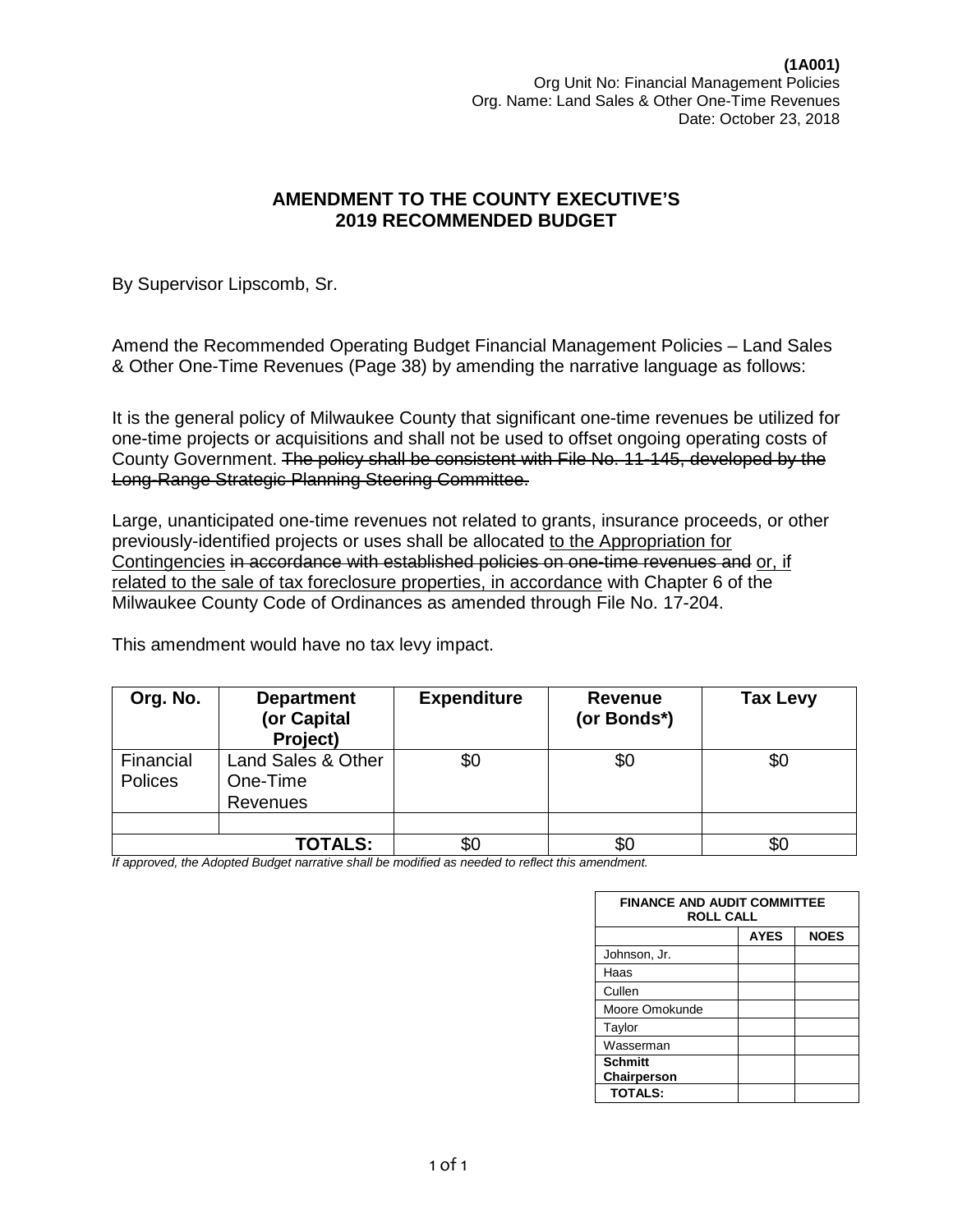**(1A001)**
Org Unit No: Financial Management Policies
Org. Name: Land Sales & Other One-Time Revenues
Date: October 23, 2018

## AMENDMENT TO THE COUNTY EXECUTIVE'S 2019 RECOMMENDED BUDGET

By Supervisor Lipscomb, Sr.

Amend the Recommended Operating Budget Financial Management Policies – Land Sales & Other One-Time Revenues (Page 38) by amending the narrative language as follows:

It is the general policy of Milwaukee County that significant one-time revenues be utilized for one-time projects or acquisitions and shall not be used to offset ongoing operating costs of County Government. ~~The policy shall be consistent with File No. 11-145, developed by the Long-Range Strategic Planning Steering Committee.~~

Large, unanticipated one-time revenues not related to grants, insurance proceeds, or other previously-identified projects or uses shall be allocated <u>to the Appropriation for Contingencies</u> ~~in accordance with established policies on one-time revenues and~~ <u>or, if related to the sale of tax foreclosure properties, in accordance</u> with Chapter 6 of the Milwaukee County Code of Ordinances as amended through File No. 17-204.

This amendment would have no tax levy impact.

| Org. No. | Department (or Capital Project) | Expenditure | Revenue (or Bonds*) | Tax Levy |
|---|---|---|---|---|
| Financial Polices | Land Sales & Other One-Time Revenues | $0 | $0 | $0 |
| | | | | |
| | **TOTALS:** | $0 | $0 | $0 |

*If approved, the Adopted Budget narrative shall be modified as needed to reflect this amendment.*

| FINANCE AND AUDIT COMMITTEE ROLL CALL | | |
|---|---|---|
| | **AYES** | **NOES** |
| Johnson, Jr. | | |
| Haas | | |
| Cullen | | |
| Moore Omokunde | | |
| Taylor | | |
| Wasserman | | |
| **Schmitt Chairperson** | | |
| **TOTALS:** | | |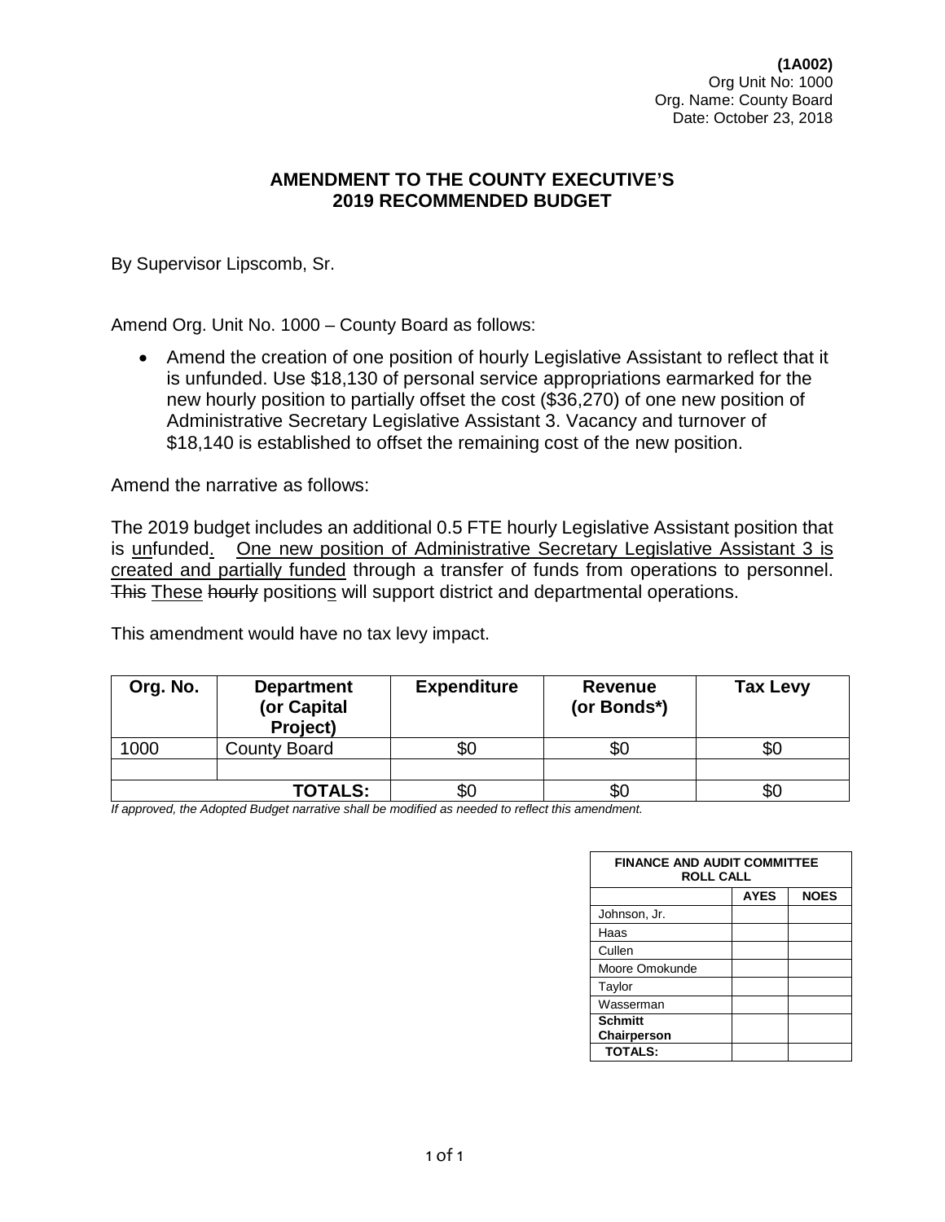**(1A002)**
Org Unit No: 1000
Org. Name: County Board
Date: October 23, 2018

## AMENDMENT TO THE COUNTY EXECUTIVE'S 2019 RECOMMENDED BUDGET

By Supervisor Lipscomb, Sr.

Amend Org. Unit No. 1000 – County Board as follows:

- Amend the creation of one position of hourly Legislative Assistant to reflect that it is unfunded. Use $18,130 of personal service appropriations earmarked for the new hourly position to partially offset the cost ($36,270) of one new position of Administrative Secretary Legislative Assistant 3. Vacancy and turnover of $18,140 is established to offset the remaining cost of the new position.

Amend the narrative as follows:

The 2019 budget includes an additional 0.5 FTE hourly Legislative Assistant position that is <u>un</u>funded<u>.</u> <u>One new position of Administrative Secretary Legislative Assistant 3 is created and partially funded</u> through a transfer of funds from operations to personnel. ~~This~~ <u>These</u> ~~hourly~~ position<u>s</u> will support district and departmental operations.

This amendment would have no tax levy impact.

| Org. No. | Department (or Capital Project) | Expenditure | Revenue (or Bonds*) | Tax Levy |
|---|---|---|---|---|
| 1000 | County Board | $0 | $0 | $0 |
| | | | | |
| | **TOTALS:** | $0 | $0 | $0 |

*If approved, the Adopted Budget narrative shall be modified as needed to reflect this amendment.*

| FINANCE AND AUDIT COMMITTEE ROLL CALL | | |
|---|---|---|
| | **AYES** | **NOES** |
| Johnson, Jr. | | |
| Haas | | |
| Cullen | | |
| Moore Omokunde | | |
| Taylor | | |
| Wasserman | | |
| **Schmitt Chairperson** | | |
| **TOTALS:** | | |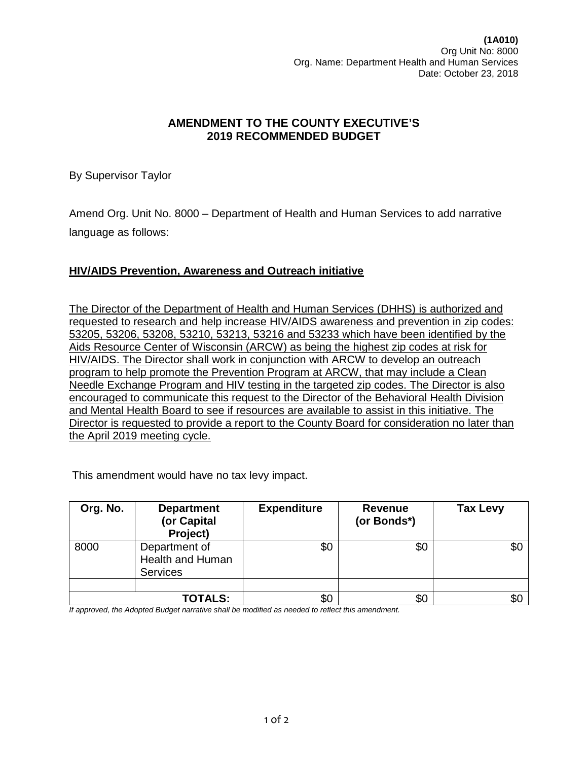**(1A010)**
Org Unit No: 8000
Org. Name: Department Health and Human Services
Date: October 23, 2018

## AMENDMENT TO THE COUNTY EXECUTIVE'S 2019 RECOMMENDED BUDGET

By Supervisor Taylor

Amend Org. Unit No. 8000 – Department of Health and Human Services to add narrative language as follows:

**HIV/AIDS Prevention, Awareness and Outreach initiative**

The Director of the Department of Health and Human Services (DHHS) is authorized and requested to research and help increase HIV/AIDS awareness and prevention in zip codes: 53205, 53206, 53208, 53210, 53213, 53216 and 53233 which have been identified by the Aids Resource Center of Wisconsin (ARCW) as being the highest zip codes at risk for HIV/AIDS. The Director shall work in conjunction with ARCW to develop an outreach program to help promote the Prevention Program at ARCW, that may include a Clean Needle Exchange Program and HIV testing in the targeted zip codes. The Director is also encouraged to communicate this request to the Director of the Behavioral Health Division and Mental Health Board to see if resources are available to assist in this initiative. The Director is requested to provide a report to the County Board for consideration no later than the April 2019 meeting cycle.

This amendment would have no tax levy impact.

| Org. No. | Department (or Capital Project) | Expenditure | Revenue (or Bonds*) | Tax Levy |
|---|---|---|---|---|
| 8000 | Department of Health and Human Services | $0 | $0 | $0 |
| | | | | |
| | TOTALS: | $0 | $0 | $0 |

*If approved, the Adopted Budget narrative shall be modified as needed to reflect this amendment.*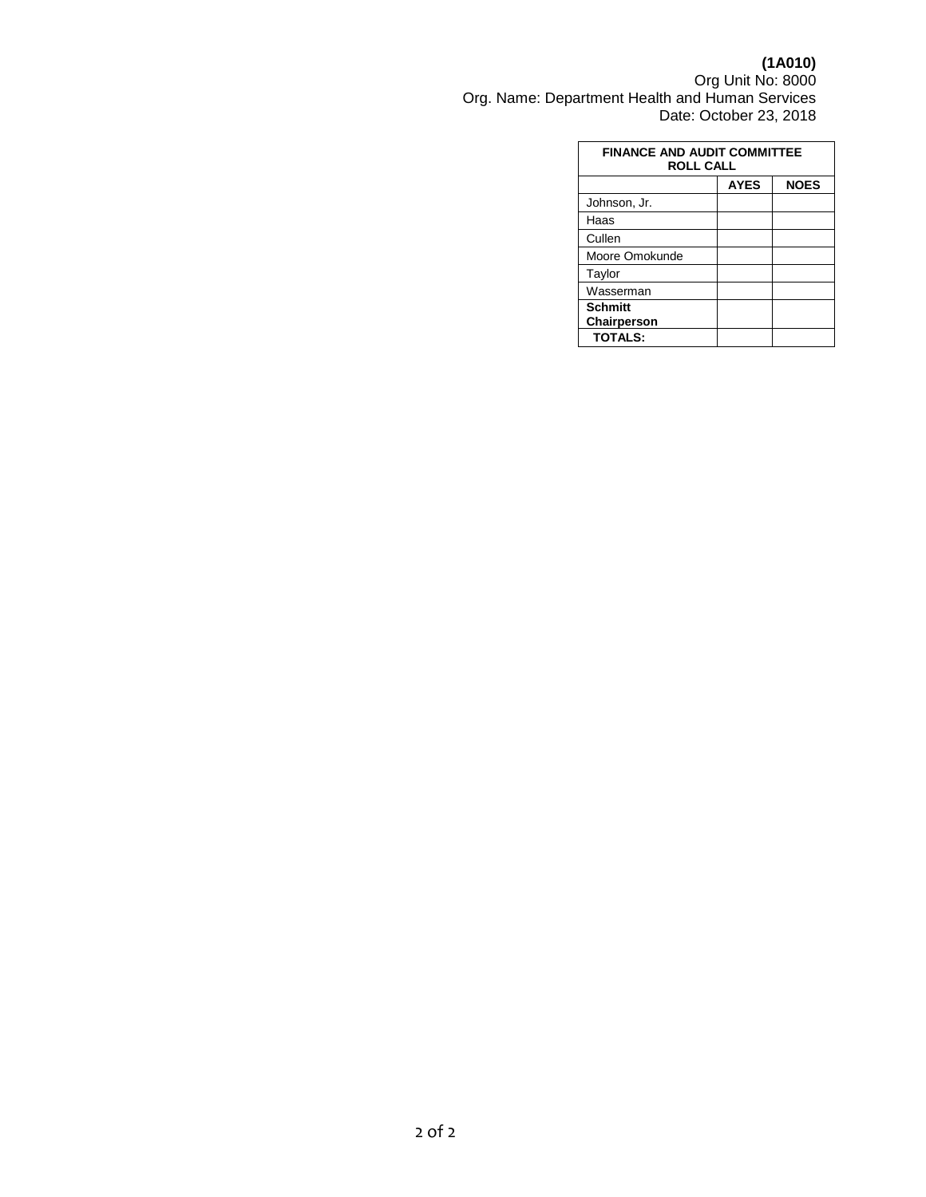**(1A010)**
Org Unit No: 8000
Org. Name: Department Health and Human Services
Date: October 23, 2018

| **FINANCE AND AUDIT COMMITTEE ROLL CALL** | | |
|---|---|---|
| | **AYES** | **NOES** |
| Johnson, Jr. | | |
| Haas | | |
| Cullen | | |
| Moore Omokunde | | |
| Taylor | | |
| Wasserman | | |
| **Schmitt Chairperson** | | |
| **TOTALS:** | | |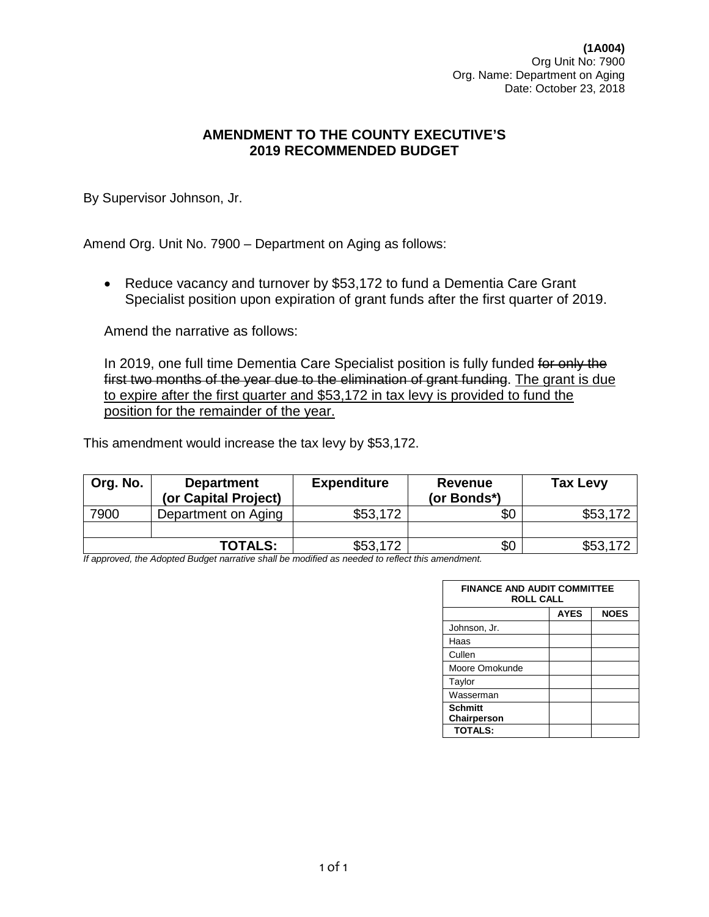**(1A004)**
Org Unit No: 7900
Org. Name: Department on Aging
Date: October 23, 2018

## AMENDMENT TO THE COUNTY EXECUTIVE'S 2019 RECOMMENDED BUDGET

By Supervisor Johnson, Jr.

Amend Org. Unit No. 7900 – Department on Aging as follows:

- Reduce vacancy and turnover by $53,172 to fund a Dementia Care Grant Specialist position upon expiration of grant funds after the first quarter of 2019.

Amend the narrative as follows:

In 2019, one full time Dementia Care Specialist position is fully funded ~~for only the first two months of the year due to the elimination of grant funding~~. <u>The grant is due to expire after the first quarter and $53,172 in tax levy is provided to fund the position for the remainder of the year.</u>

This amendment would increase the tax levy by $53,172.

| Org. No. | Department (or Capital Project) | Expenditure | Revenue (or Bonds*) | Tax Levy |
|---|---|---|---|---|
| 7900 | Department on Aging | $53,172 | $0 | $53,172 |
| | | | | |
| | **TOTALS:** | $53,172 | $0 | $53,172 |

*If approved, the Adopted Budget narrative shall be modified as needed to reflect this amendment.*

| FINANCE AND AUDIT COMMITTEE ROLL CALL | | |
|---|---|---|
| | **AYES** | **NOES** |
| Johnson, Jr. | | |
| Haas | | |
| Cullen | | |
| Moore Omokunde | | |
| Taylor | | |
| Wasserman | | |
| **Schmitt Chairperson** | | |
| **TOTALS:** | | |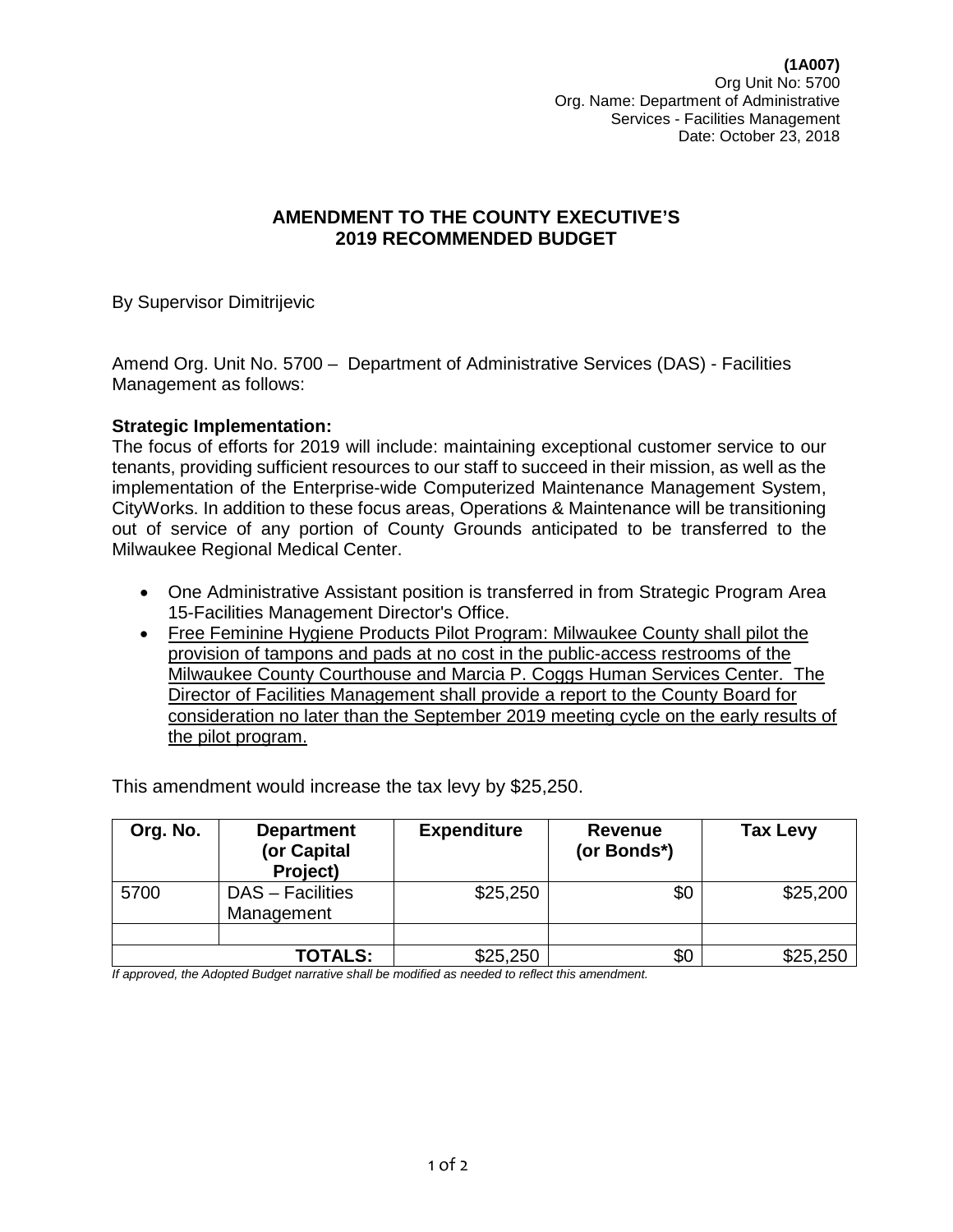**(1A007)**
Org Unit No: 5700
Org. Name: Department of Administrative Services - Facilities Management
Date: October 23, 2018

## AMENDMENT TO THE COUNTY EXECUTIVE'S 2019 RECOMMENDED BUDGET

By Supervisor Dimitrijevic

Amend Org. Unit No. 5700 – Department of Administrative Services (DAS) - Facilities Management as follows:

**Strategic Implementation:**
The focus of efforts for 2019 will include: maintaining exceptional customer service to our tenants, providing sufficient resources to our staff to succeed in their mission, as well as the implementation of the Enterprise-wide Computerized Maintenance Management System, CityWorks. In addition to these focus areas, Operations & Maintenance will be transitioning out of service of any portion of County Grounds anticipated to be transferred to the Milwaukee Regional Medical Center.

- One Administrative Assistant position is transferred in from Strategic Program Area 15-Facilities Management Director's Office.
- <u>Free Feminine Hygiene Products Pilot Program: Milwaukee County shall pilot the provision of tampons and pads at no cost in the public-access restrooms of the Milwaukee County Courthouse and Marcia P. Coggs Human Services Center. The Director of Facilities Management shall provide a report to the County Board for consideration no later than the September 2019 meeting cycle on the early results of the pilot program.</u>

This amendment would increase the tax levy by $25,250.

| Org. No. | Department (or Capital Project) | Expenditure | Revenue (or Bonds*) | Tax Levy |
|---|---|---|---|---|
| 5700 | DAS – Facilities Management | $25,250 | $0 | $25,200 |
| | | | | |
| | **TOTALS:** | $25,250 | $0 | $25,250 |

*If approved, the Adopted Budget narrative shall be modified as needed to reflect this amendment.*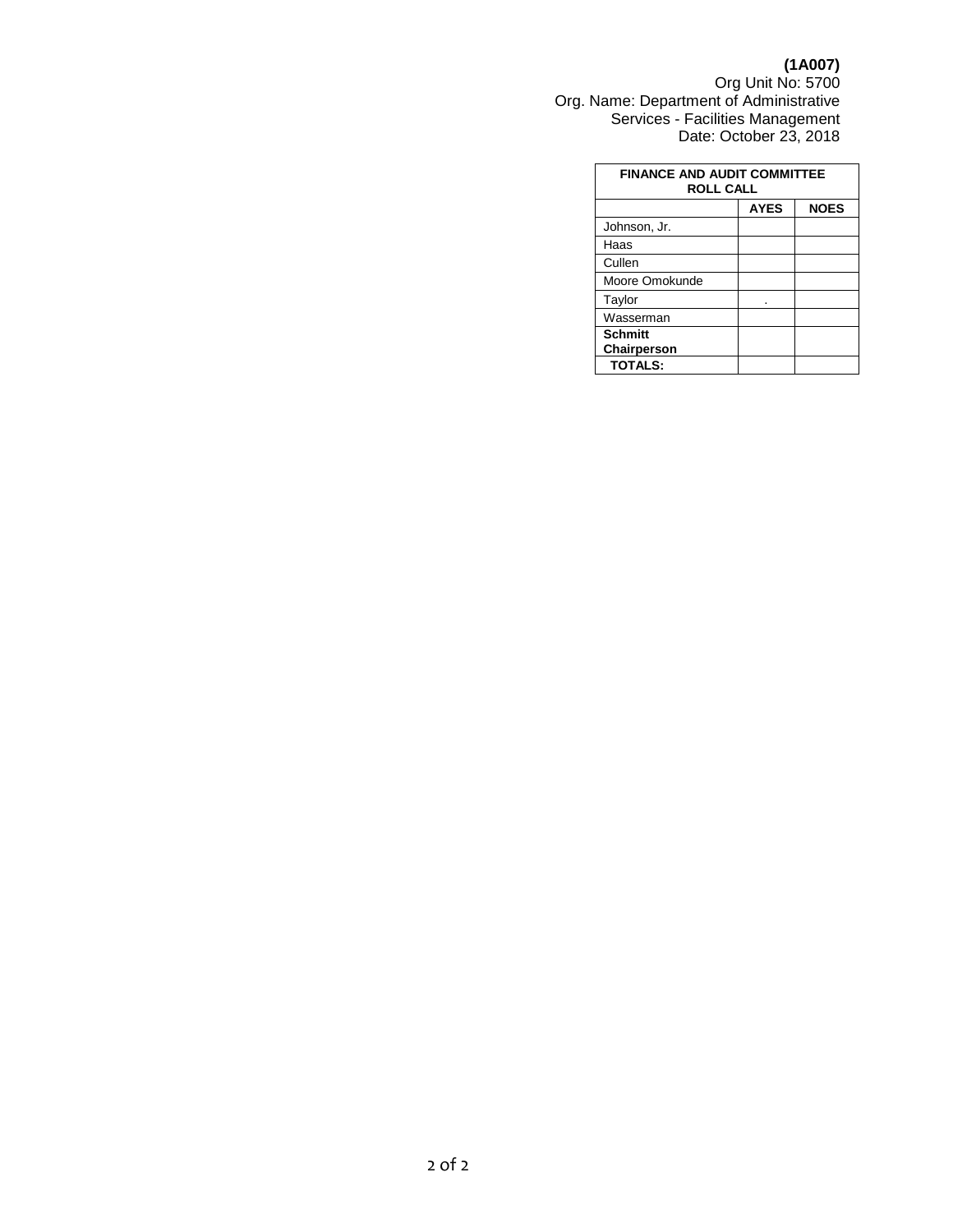**(1A007)**
Org Unit No: 5700
Org. Name: Department of Administrative Services - Facilities Management
Date: October 23, 2018

| FINANCE AND AUDIT COMMITTEE ROLL CALL | | |
|---|---|---|
| | **AYES** | **NOES** |
| Johnson, Jr. | | |
| Haas | | |
| Cullen | | |
| Moore Omokunde | | |
| Taylor | . | |
| Wasserman | | |
| **Schmitt Chairperson** | | |
| **TOTALS:** | | |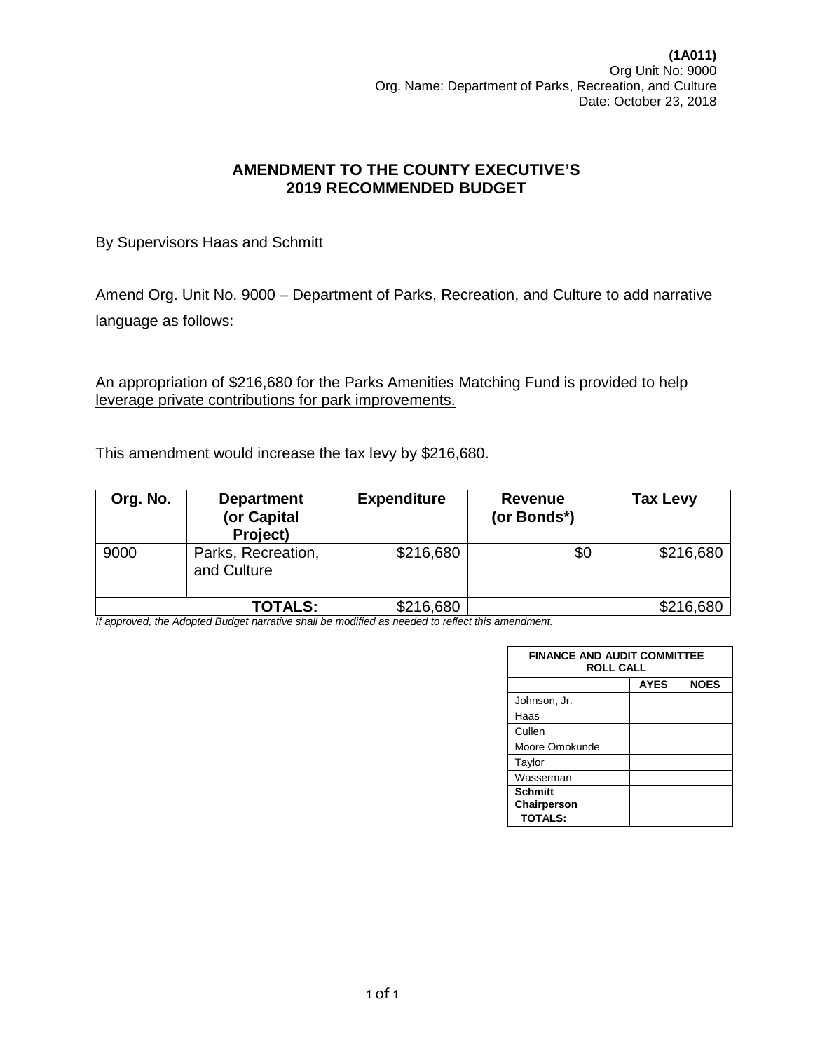**(1A011)**
Org Unit No: 9000
Org. Name: Department of Parks, Recreation, and Culture
Date: October 23, 2018

## AMENDMENT TO THE COUNTY EXECUTIVE'S 2019 RECOMMENDED BUDGET

By Supervisors Haas and Schmitt

Amend Org. Unit No. 9000 – Department of Parks, Recreation, and Culture to add narrative language as follows:

<u>An appropriation of $216,680 for the Parks Amenities Matching Fund is provided to help leverage private contributions for park improvements.</u>

This amendment would increase the tax levy by $216,680.

| Org. No. | Department (or Capital Project) | Expenditure | Revenue (or Bonds*) | Tax Levy |
|---|---|---|---|---|
| 9000 | Parks, Recreation, and Culture | $216,680 | $0 | $216,680 |
| | | | | |
| | **TOTALS:** | $216,680 | | $216,680 |

*If approved, the Adopted Budget narrative shall be modified as needed to reflect this amendment.*

| FINANCE AND AUDIT COMMITTEE ROLL CALL | | |
|---|---|---|
| | **AYES** | **NOES** |
| Johnson, Jr. | | |
| Haas | | |
| Cullen | | |
| Moore Omokunde | | |
| Taylor | | |
| Wasserman | | |
| **Schmitt Chairperson** | | |
| **TOTALS:** | | |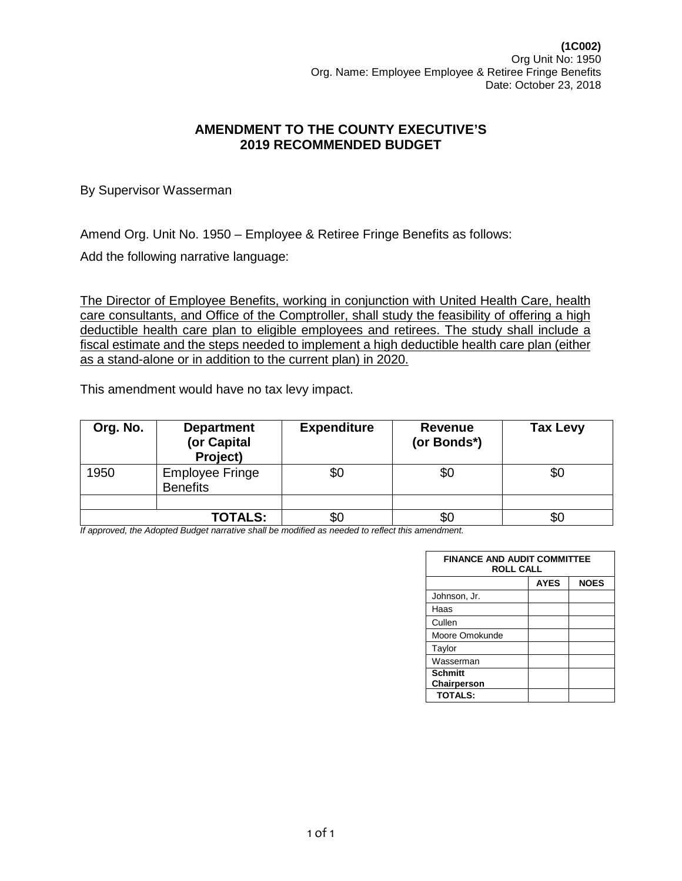**(1C002)**
Org Unit No: 1950
Org. Name: Employee Employee & Retiree Fringe Benefits
Date: October 23, 2018

## AMENDMENT TO THE COUNTY EXECUTIVE'S 2019 RECOMMENDED BUDGET

By Supervisor Wasserman

Amend Org. Unit No. 1950 – Employee & Retiree Fringe Benefits as follows:

Add the following narrative language:

<u>The Director of Employee Benefits, working in conjunction with United Health Care, health care consultants, and Office of the Comptroller, shall study the feasibility of offering a high deductible health care plan to eligible employees and retirees. The study shall include a fiscal estimate and the steps needed to implement a high deductible health care plan (either as a stand-alone or in addition to the current plan) in 2020.</u>

This amendment would have no tax levy impact.

| Org. No. | Department (or Capital Project) | Expenditure | Revenue (or Bonds*) | Tax Levy |
|---|---|---|---|---|
| 1950 | Employee Fringe Benefits | $0 | $0 | $0 |
| | | | | |
| | **TOTALS:** | $0 | $0 | $0 |

*If approved, the Adopted Budget narrative shall be modified as needed to reflect this amendment.*

| FINANCE AND AUDIT COMMITTEE ROLL CALL | | |
|---|---|---|
| | AYES | NOES |
| Johnson, Jr. | | |
| Haas | | |
| Cullen | | |
| Moore Omokunde | | |
| Taylor | | |
| Wasserman | | |
| **Schmitt Chairperson** | | |
| **TOTALS:** | | |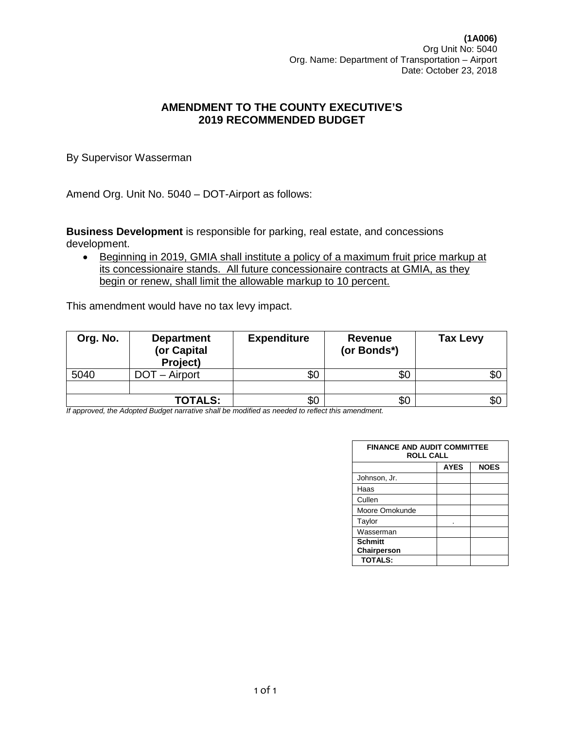**(1A006)**
Org Unit No: 5040
Org. Name: Department of Transportation – Airport
Date: October 23, 2018

## AMENDMENT TO THE COUNTY EXECUTIVE'S 2019 RECOMMENDED BUDGET

By Supervisor Wasserman

Amend Org. Unit No. 5040 – DOT-Airport as follows:

**Business Development** is responsible for parking, real estate, and concessions development.

- Beginning in 2019, GMIA shall institute a policy of a maximum fruit price markup at its concessionaire stands. All future concessionaire contracts at GMIA, as they begin or renew, shall limit the allowable markup to 10 percent.

This amendment would have no tax levy impact.

| Org. No. | Department (or Capital Project) | Expenditure | Revenue (or Bonds*) | Tax Levy |
|---|---|---|---|---|
| 5040 | DOT – Airport | $0 | $0 | $0 |
| | | | | |
| | **TOTALS:** | $0 | $0 | $0 |

*If approved, the Adopted Budget narrative shall be modified as needed to reflect this amendment.*

| FINANCE AND AUDIT COMMITTEE ROLL CALL | | |
|---|---|---|
| | **AYES** | **NOES** |
| Johnson, Jr. | | |
| Haas | | |
| Cullen | | |
| Moore Omokunde | | |
| Taylor | . | |
| Wasserman | | |
| **Schmitt Chairperson** | | |
| **TOTALS:** | | |